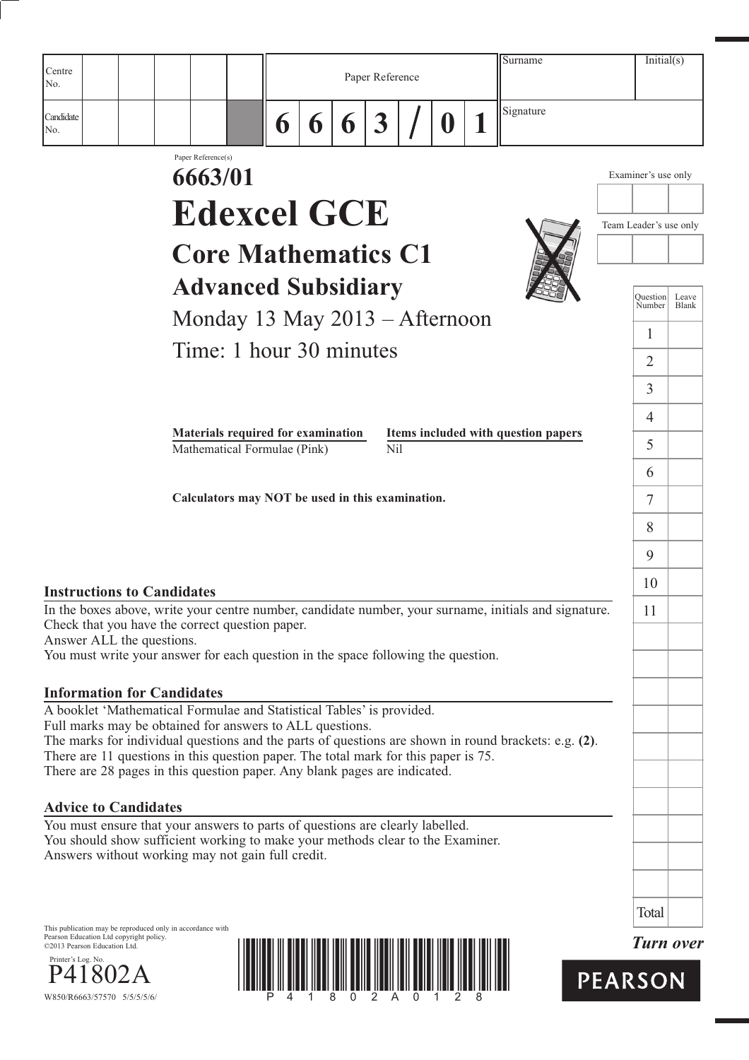| Centre No. | | | | | | Paper Reference | | | | | | | Surname | Initial(s) |
|---|---|---|---|---|---|---|---|---|---|---|---|---|---|---|
| Candidate No. | | | | | | 6 | 6 | 6 | 3 | / | 0 | 1 | Signature | |

Paper Reference(s)

# 6663/01

# Edexcel GCE

## Core Mathematics C1

## Advanced Subsidiary

Monday 13 May 2013 – Afternoon

Time: 1 hour 30 minutes

Examiner's use only

Team Leader's use only

| Question Number | Leave Blank |
|---|---|
| 1 | |
| 2 | |
| 3 | |
| 4 | |
| 5 | |
| 6 | |
| 7 | |
| 8 | |
| 9 | |
| 10 | |
| 11 | |
| Total | |

| **Materials required for examination** | **Items included with question papers** |
|---|---|
| Mathematical Formulae (Pink) | Nil |

**Calculators may NOT be used in this examination.**

### Instructions to Candidates

In the boxes above, write your centre number, candidate number, your surname, initials and signature.
Check that you have the correct question paper.
Answer ALL the questions.
You must write your answer for each question in the space following the question.

### Information for Candidates

A booklet 'Mathematical Formulae and Statistical Tables' is provided.
Full marks may be obtained for answers to ALL questions.
The marks for individual questions and the parts of questions are shown in round brackets: e.g. **(2)**.
There are 11 questions in this question paper. The total mark for this paper is 75.
There are 28 pages in this question paper. Any blank pages are indicated.

### Advice to Candidates

You must ensure that your answers to parts of questions are clearly labelled.
You should show sufficient working to make your methods clear to the Examiner.
Answers without working may not gain full credit.

This publication may be reproduced only in accordance with Pearson Education Ltd copyright policy.
©2013 Pearson Education Ltd.

Printer's Log. No.
P41802A
W850/R6663/57570 5/5/5/5/6/

P 4 1 8 0 2 A 0 1 2 8

*Turn over*

PEARSON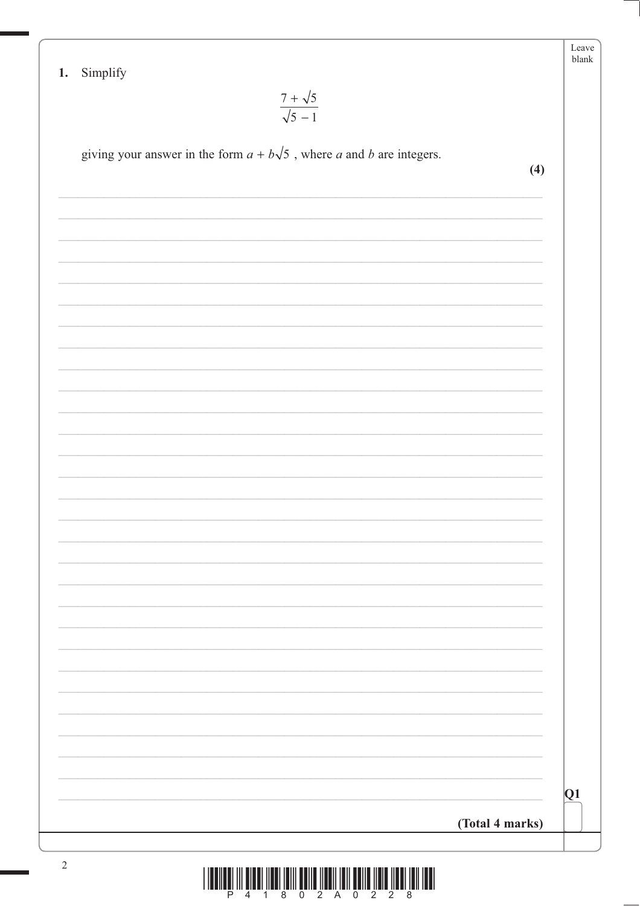**1.** Simplify

$$\frac{7 + \sqrt{5}}{\sqrt{5} - 1}$$

giving your answer in the form $a + b\sqrt{5}$ , where $a$ and $b$ are integers.

**(4)**

**Q1**

**(Total 4 marks)**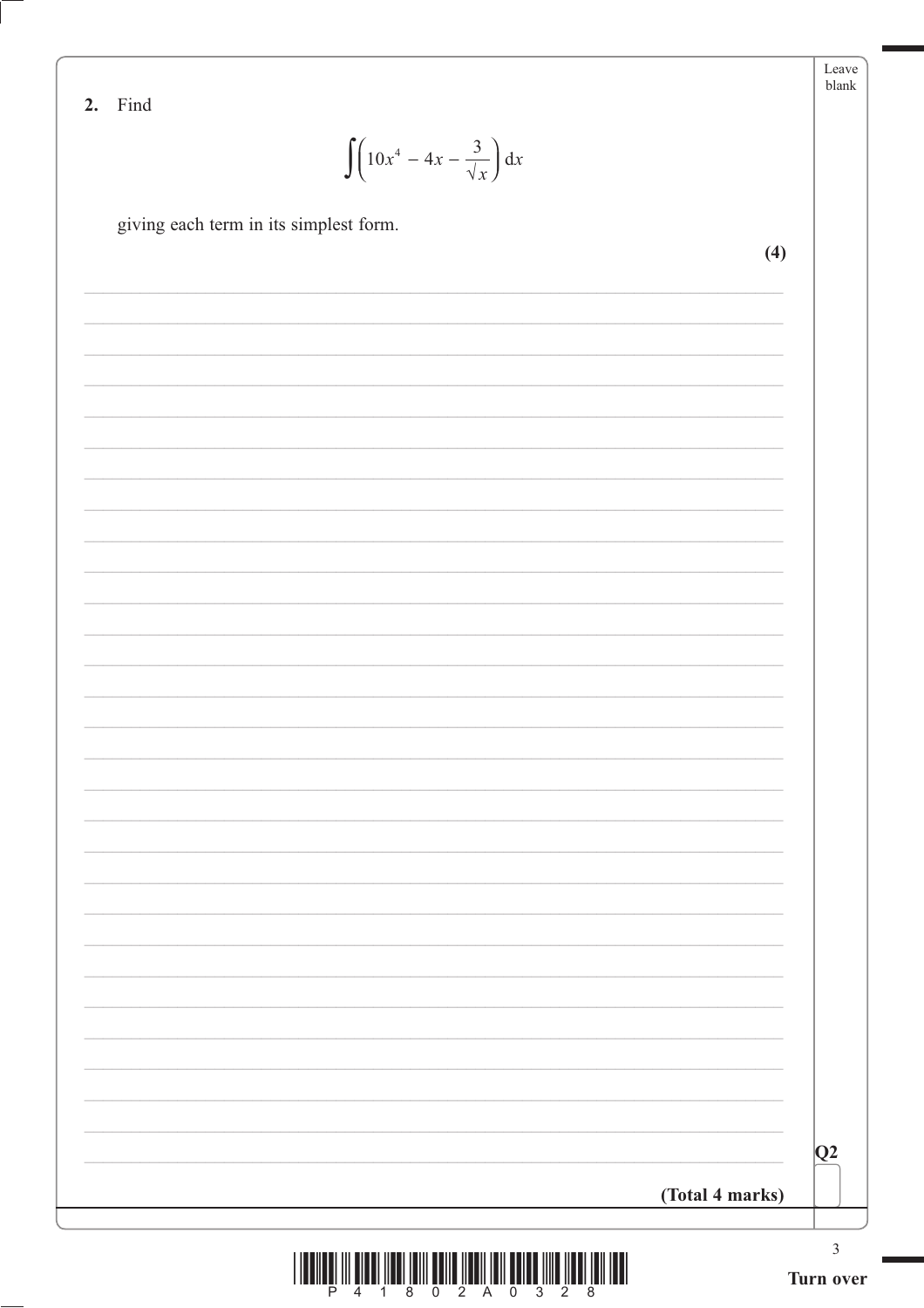**2.** Find

$$\int\left(10x^4 - 4x - \frac{3}{\sqrt{x}}\right) \mathrm{d}x$$

giving each term in its simplest form.

**(4)**

**Q2**

**(Total 4 marks)**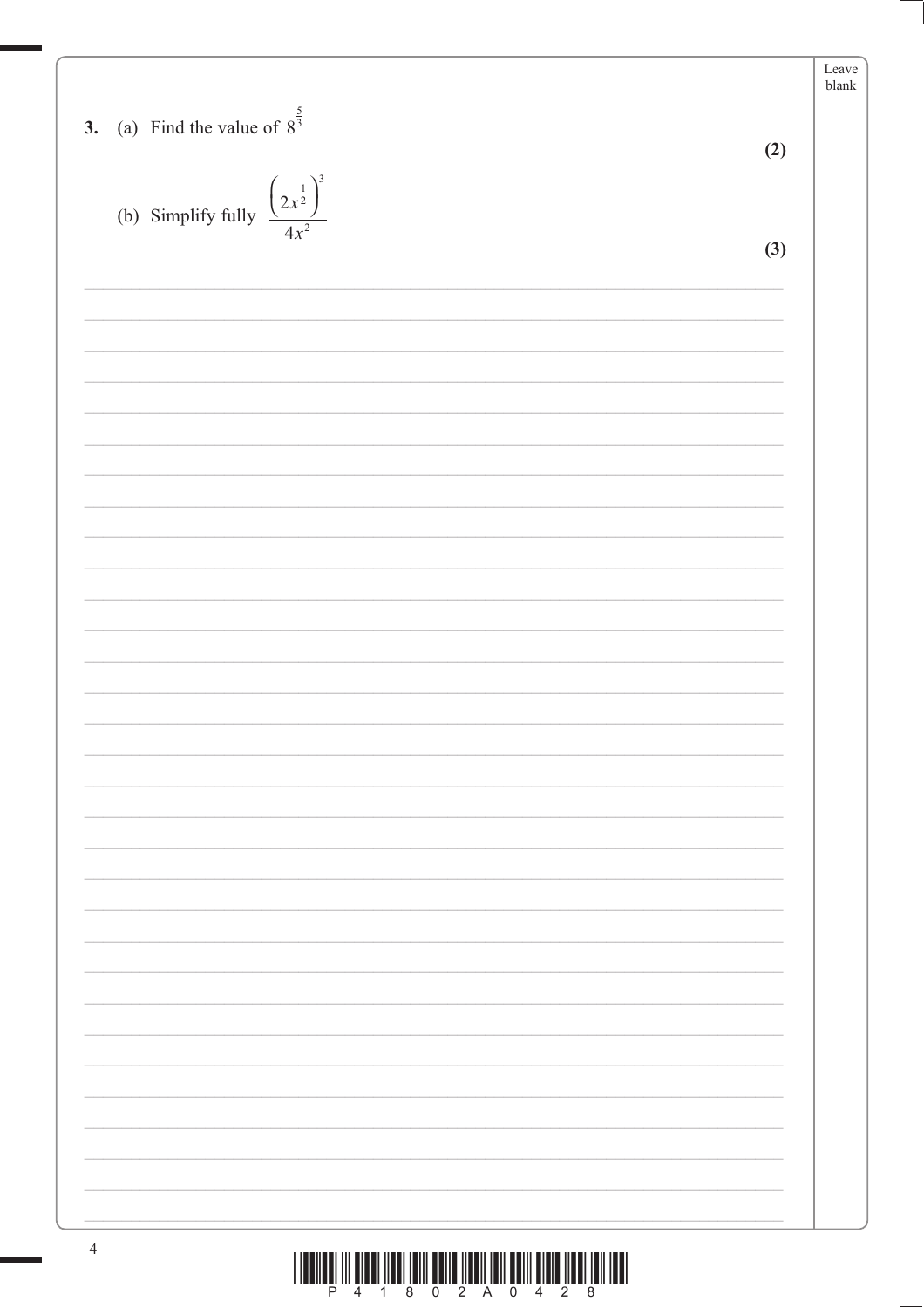**3.** (a) Find the value of $8^{\frac{5}{3}}$

**(2)**

(b) Simplify fully $\dfrac{\left(2x^{\frac{1}{2}}\right)^3}{4x^2}$

**(3)**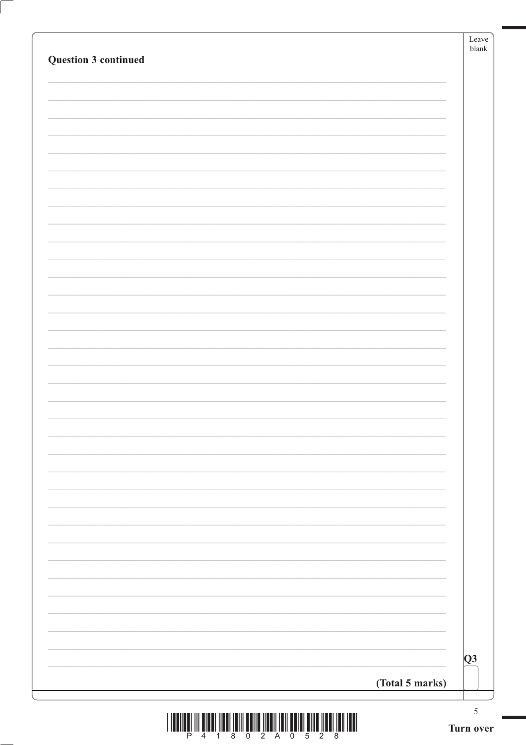**Question 3 continued**

**(Total 5 marks)**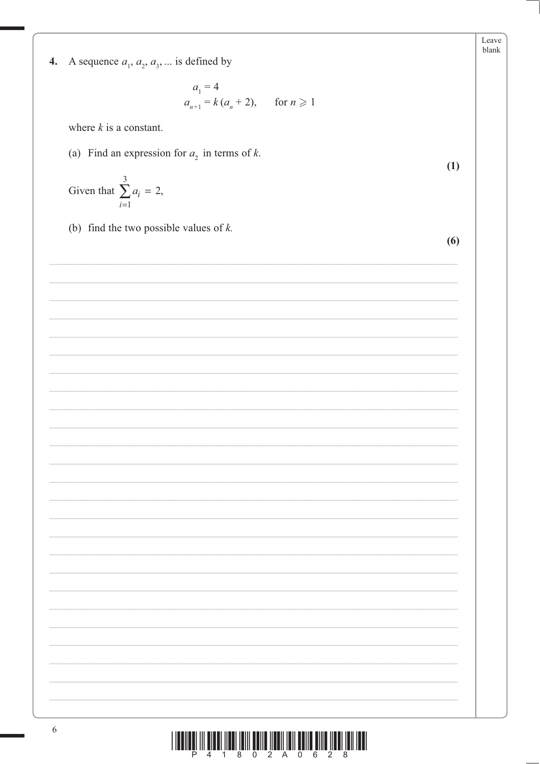**4.** A sequence $a_1, a_2, a_3, \ldots$ is defined by

$$a_1 = 4$$
$$a_{n+1} = k(a_n + 2), \qquad \text{for } n \geqslant 1$$

where $k$ is a constant.

(a) Find an expression for $a_2$ in terms of $k$.

**(1)**

Given that $\displaystyle\sum_{i=1}^{3} a_i = 2$,

(b) find the two possible values of $k$.

**(6)**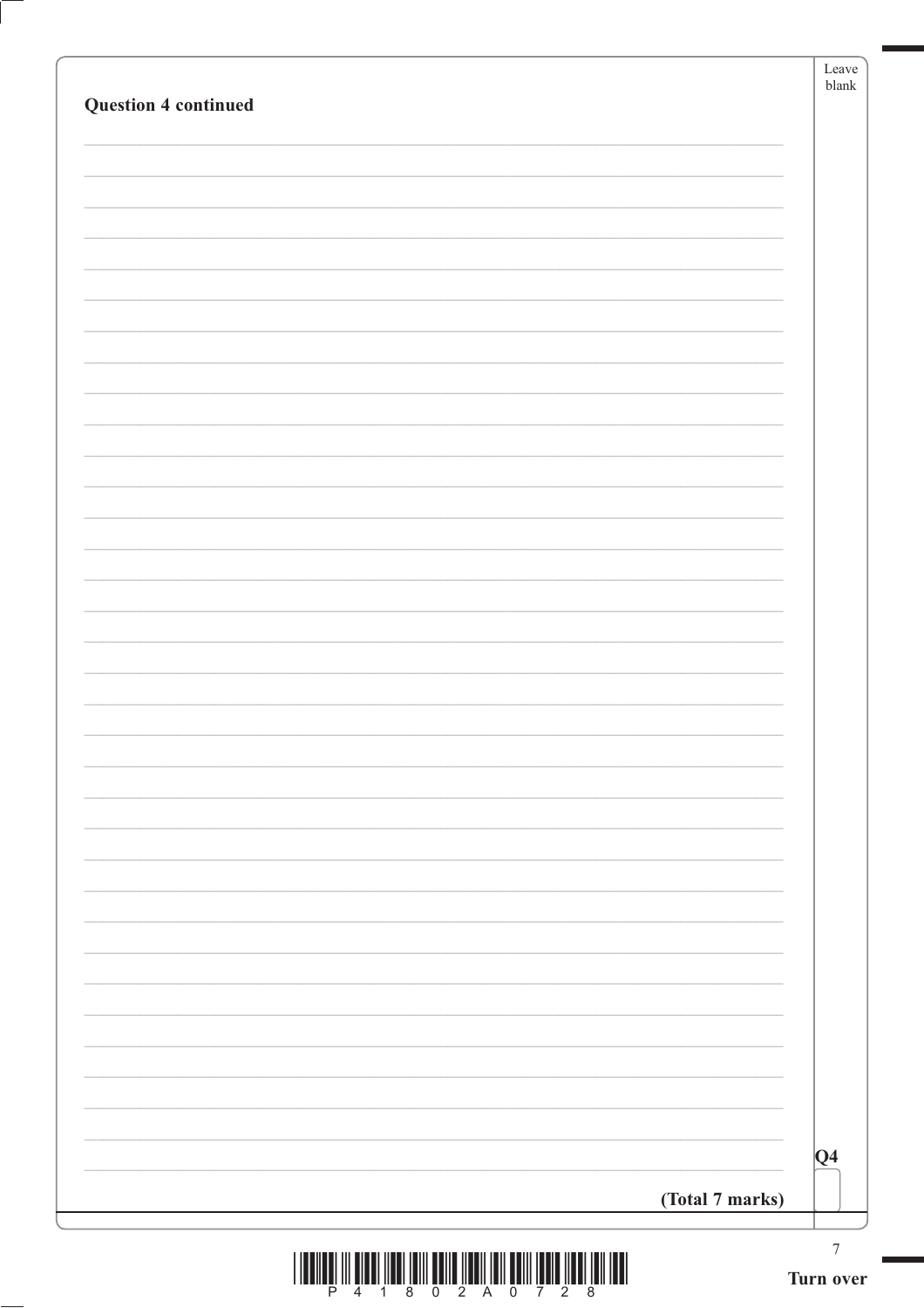**Question 4 continued**

**(Total 7 marks)**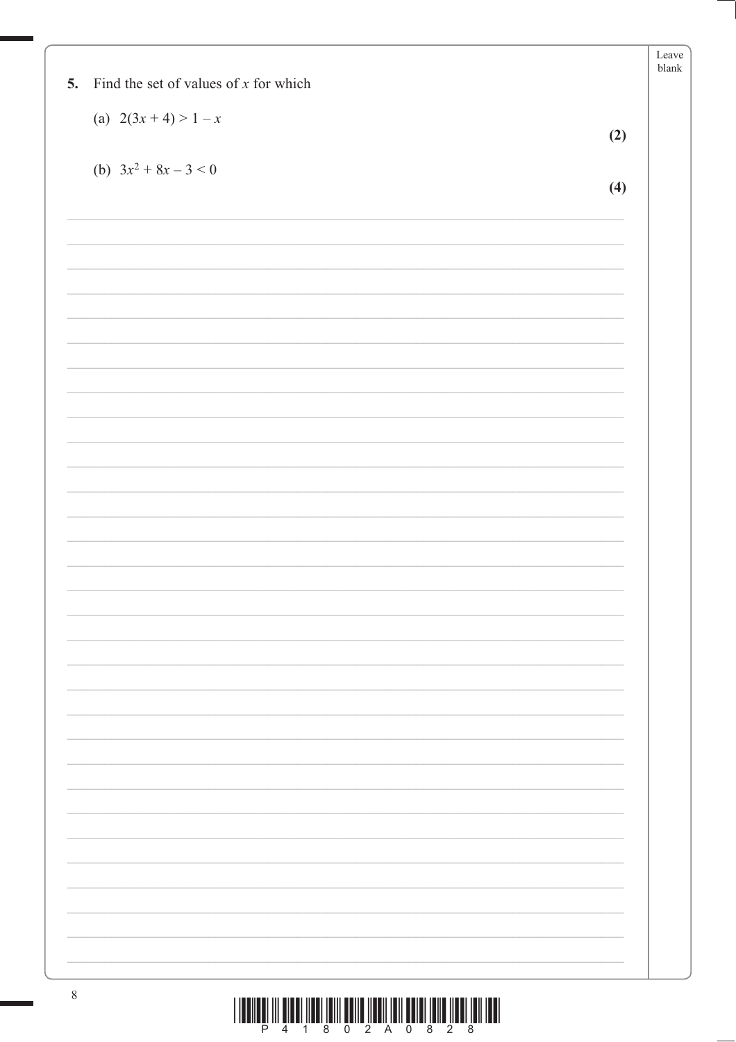5. Find the set of values of $x$ for which

(a) $2(3x + 4) > 1 - x$ **(2)**

(b) $3x^2 + 8x - 3 < 0$ **(4)**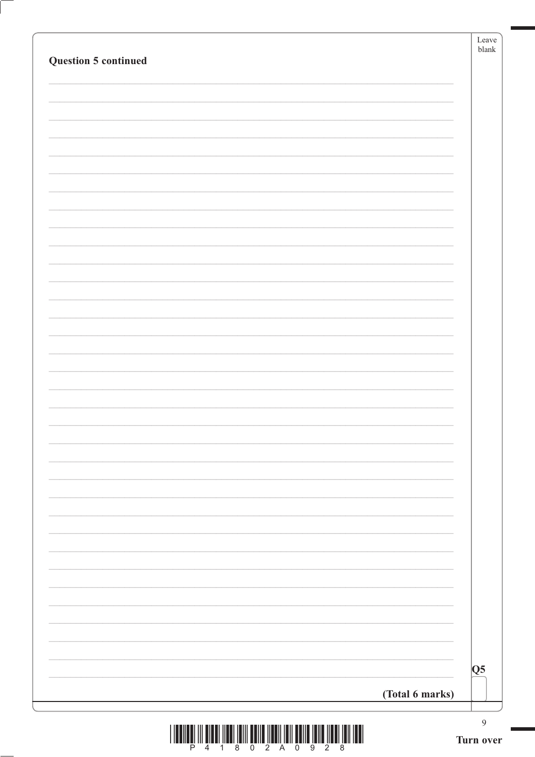**Question 5 continued**

**(Total 6 marks)**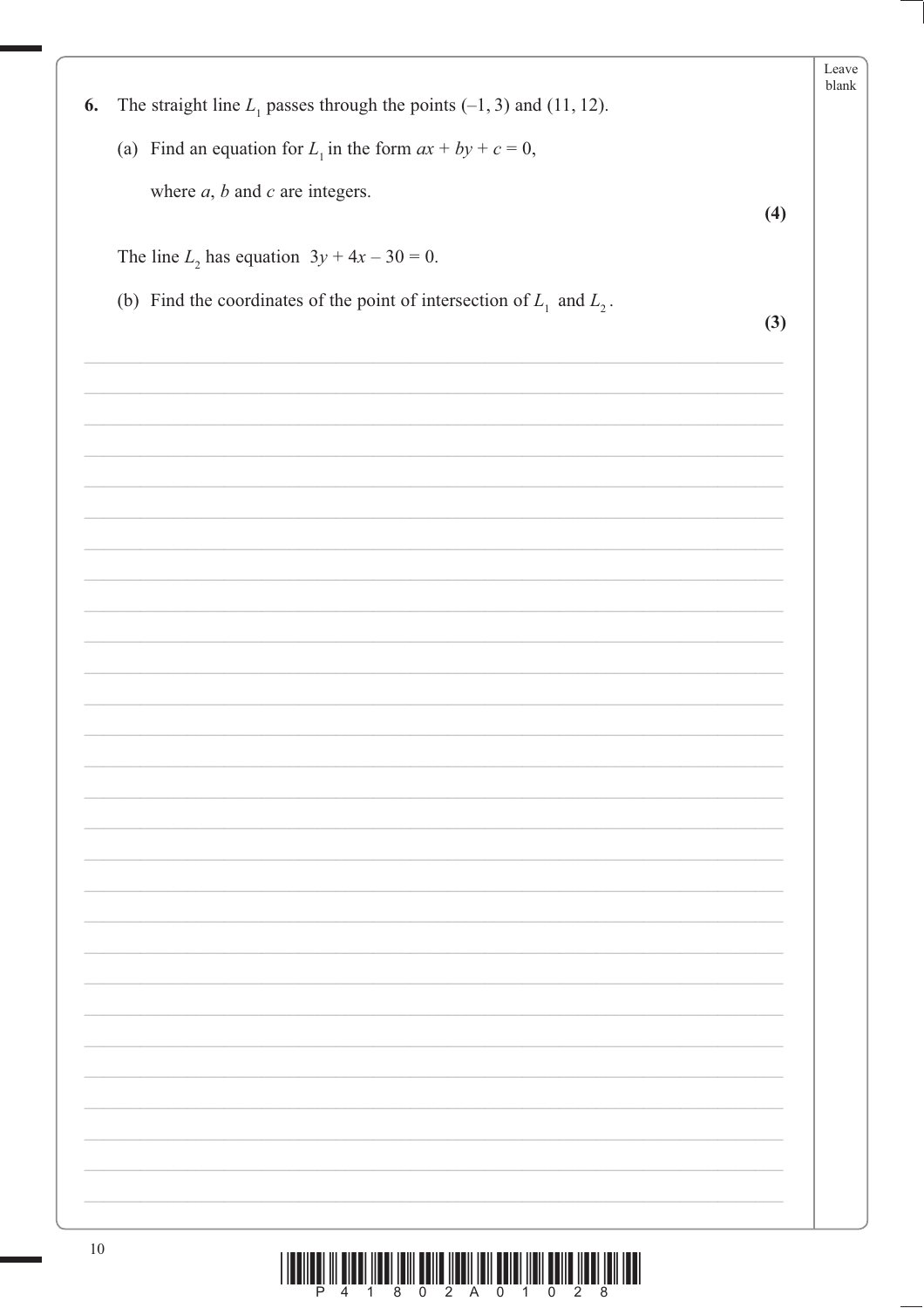**6.** The straight line $L_1$ passes through the points $(-1, 3)$ and $(11, 12)$.

(a) Find an equation for $L_1$ in the form $ax + by + c = 0$,

where $a$, $b$ and $c$ are integers.

**(4)**

The line $L_2$ has equation $3y + 4x - 30 = 0$.

(b) Find the coordinates of the point of intersection of $L_1$ and $L_2$.

**(3)**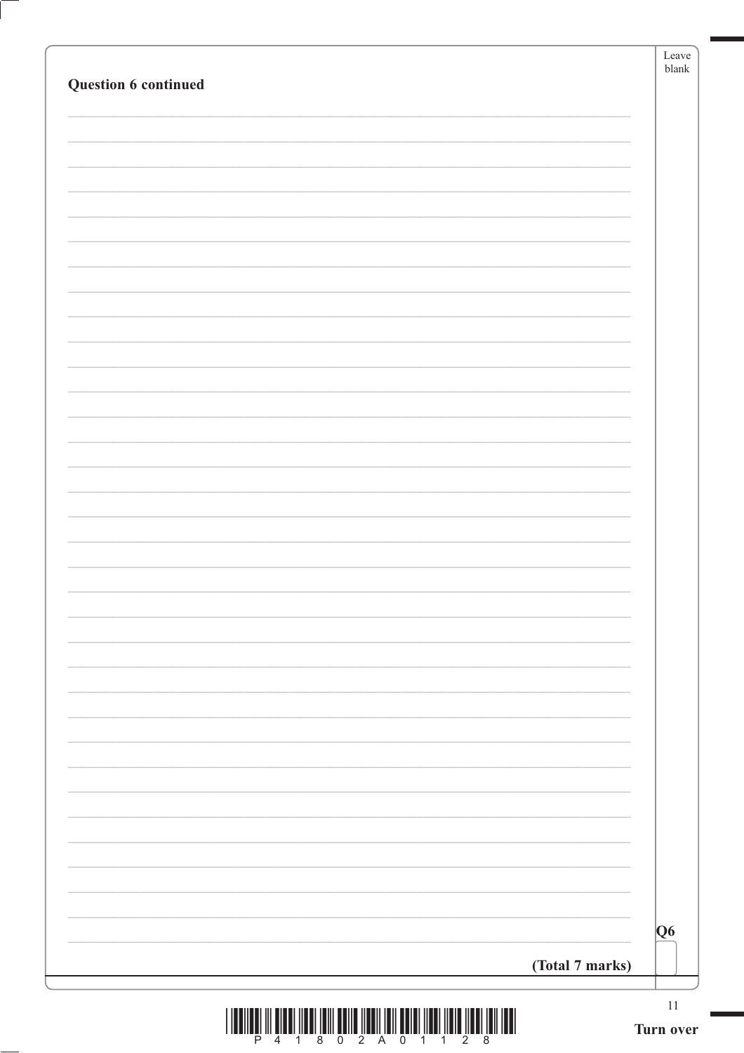**Question 6 continued**

**Q6**

**(Total 7 marks)**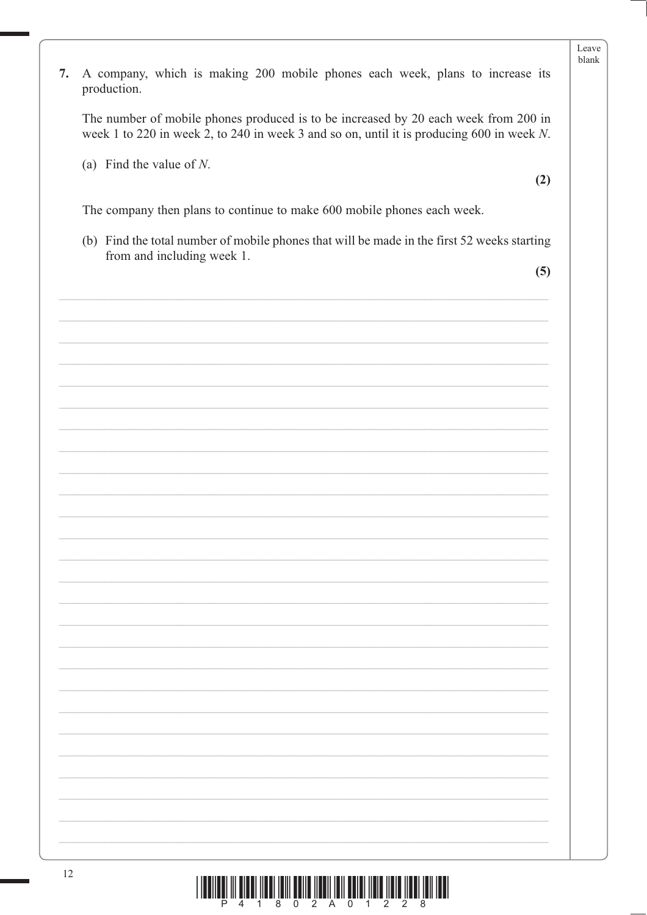7. A company, which is making 200 mobile phones each week, plans to increase its production.

The number of mobile phones produced is to be increased by 20 each week from 200 in week 1 to 220 in week 2, to 240 in week 3 and so on, until it is producing 600 in week $N$.

(a) Find the value of $N$.

**(2)**

The company then plans to continue to make 600 mobile phones each week.

(b) Find the total number of mobile phones that will be made in the first 52 weeks starting from and including week 1.

**(5)**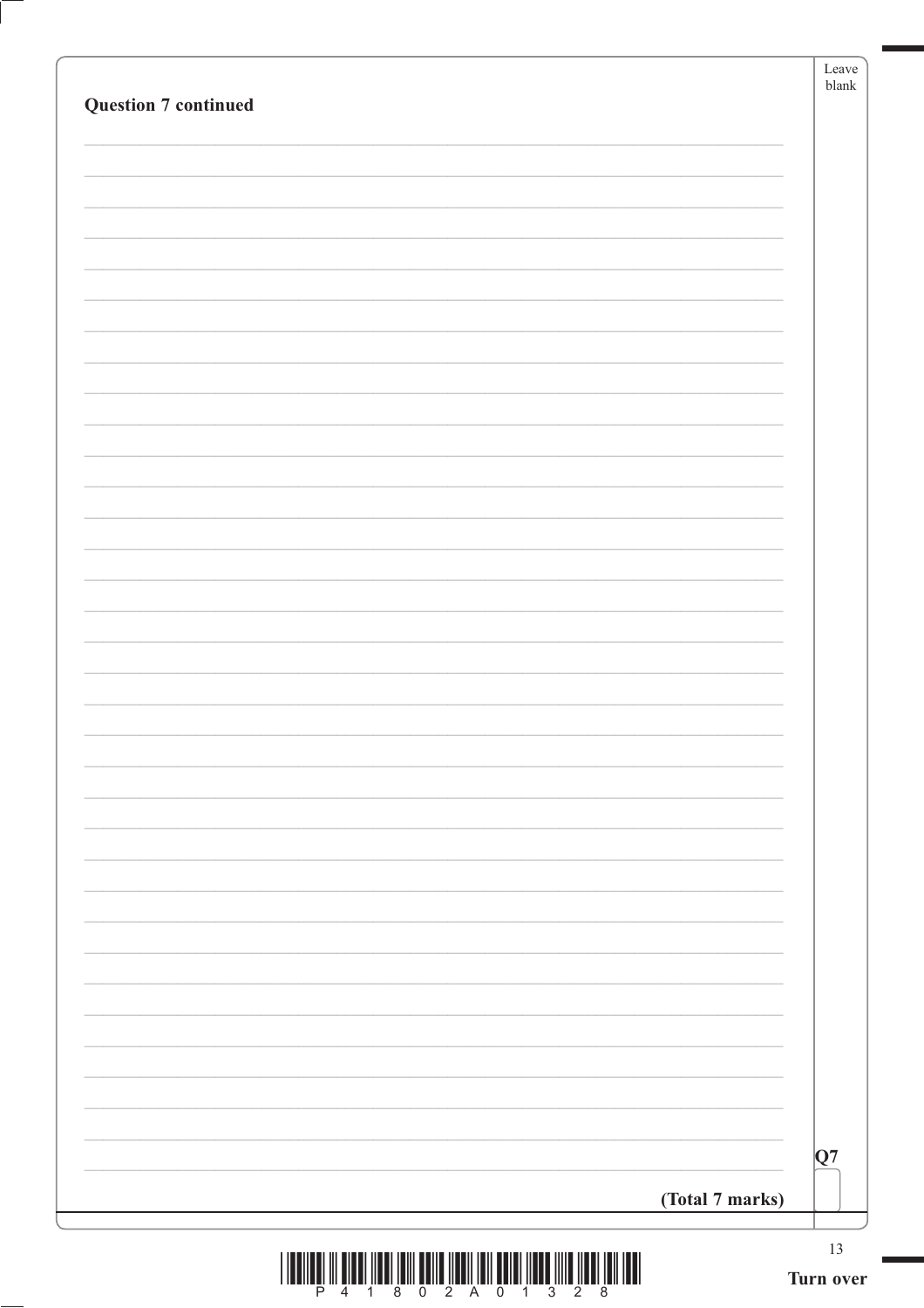**Question 7 continued**

**(Total 7 marks)**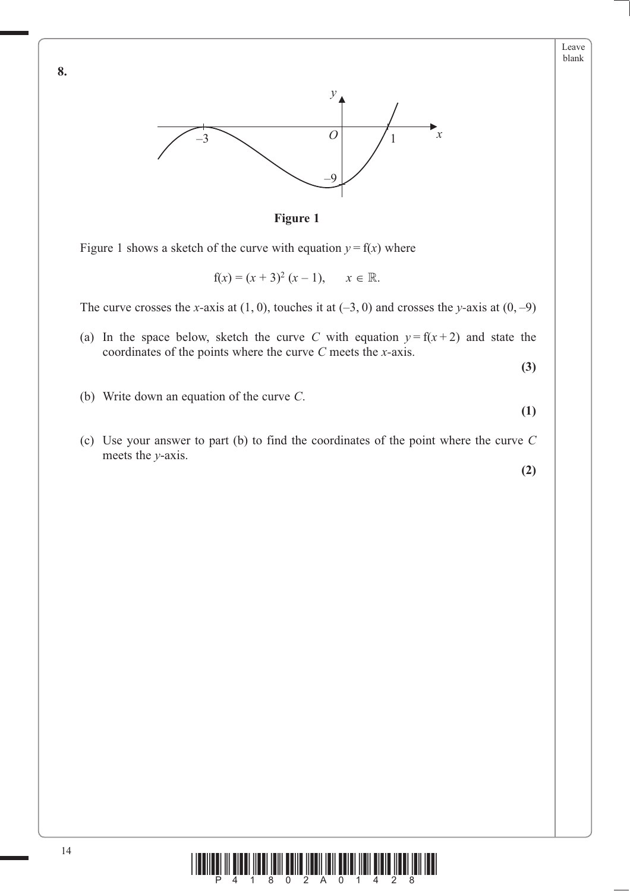**8.**

**Figure 1**

Figure 1 shows a sketch of the curve with equation $y = \mathrm{f}(x)$ where

$$\mathrm{f}(x) = (x + 3)^2 (x - 1), \qquad x \in \mathbb{R}.$$

The curve crosses the $x$-axis at $(1, 0)$, touches it at $(-3, 0)$ and crosses the $y$-axis at $(0, -9)$

(a) In the space below, sketch the curve $C$ with equation $y = \mathrm{f}(x + 2)$ and state the coordinates of the points where the curve $C$ meets the $x$-axis.

**(3)**

(b) Write down an equation of the curve $C$.

**(1)**

(c) Use your answer to part (b) to find the coordinates of the point where the curve $C$ meets the $y$-axis.

**(2)**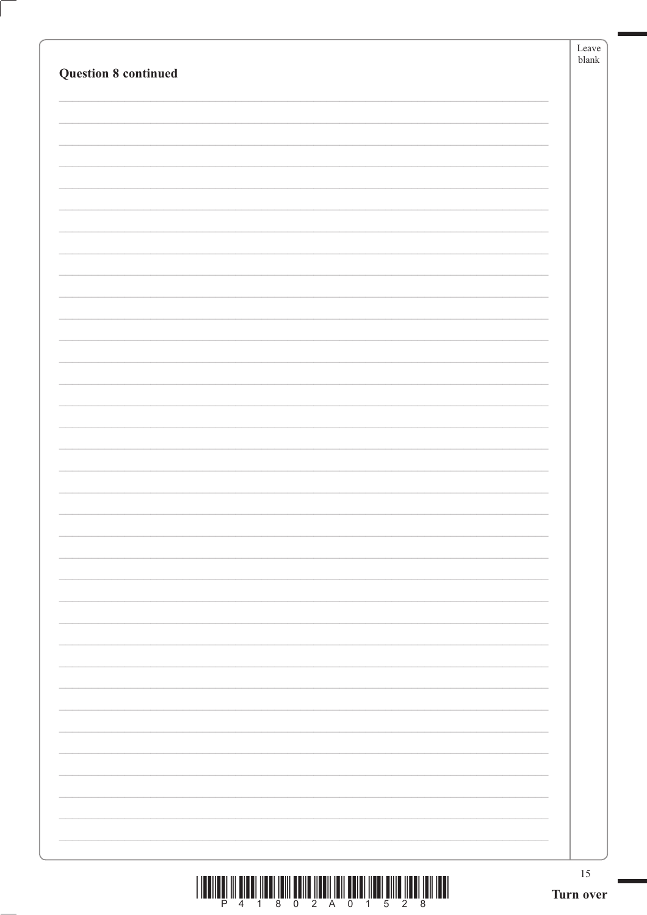**Question 8 continued**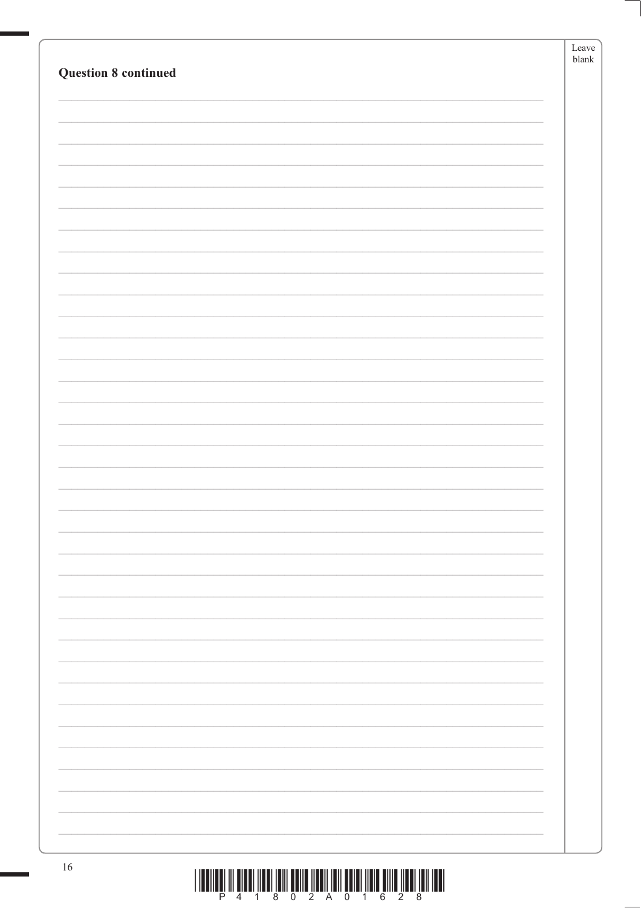**Question 8 continued**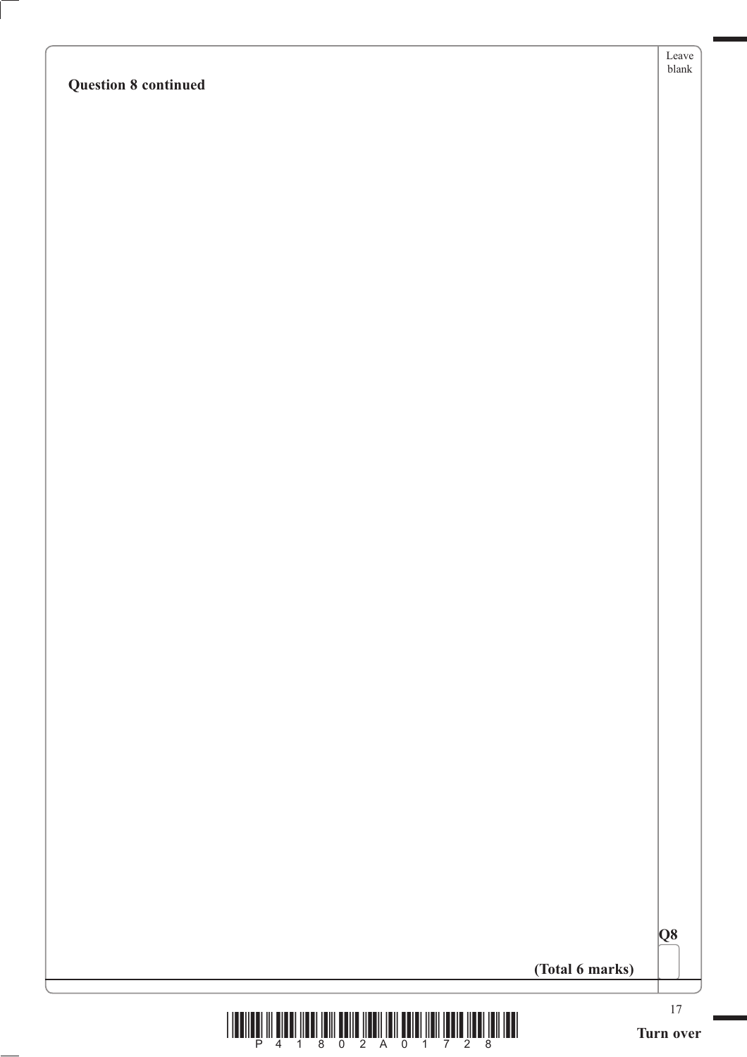**Question 8 continued**

**(Total 6 marks)**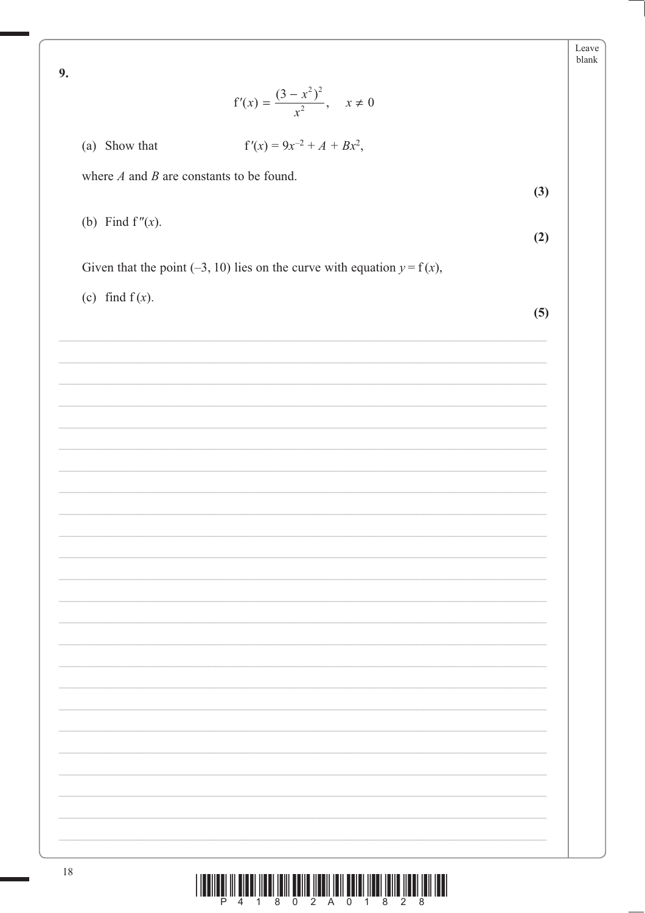**9.**

$$f'(x) = \frac{(3 - x^2)^2}{x^2}, \quad x \neq 0$$

(a) Show that $\qquad f'(x) = 9x^{-2} + A + Bx^2,$

where $A$ and $B$ are constants to be found.

**(3)**

(b) Find $f''(x)$.

**(2)**

Given that the point $(-3, 10)$ lies on the curve with equation $y = f(x)$,

(c) find $f(x)$.

**(5)**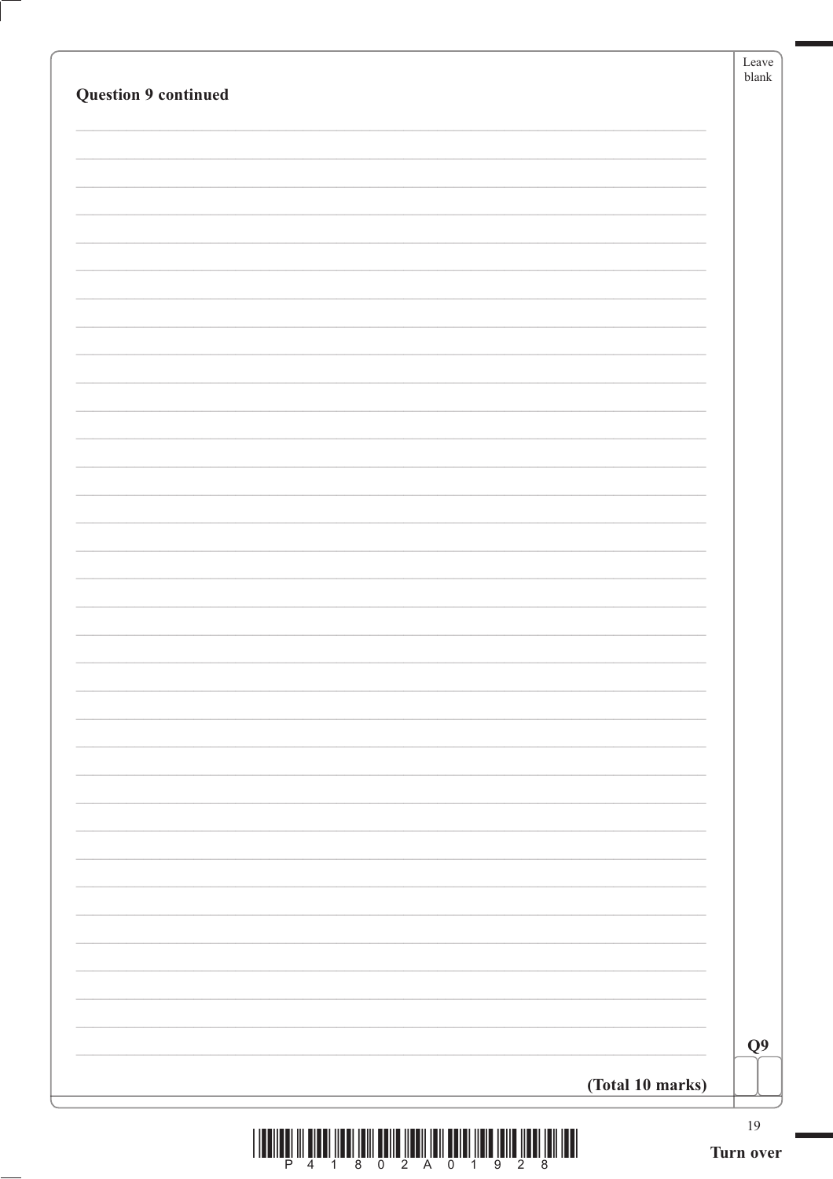**Question 9 continued**

**(Total 10 marks)**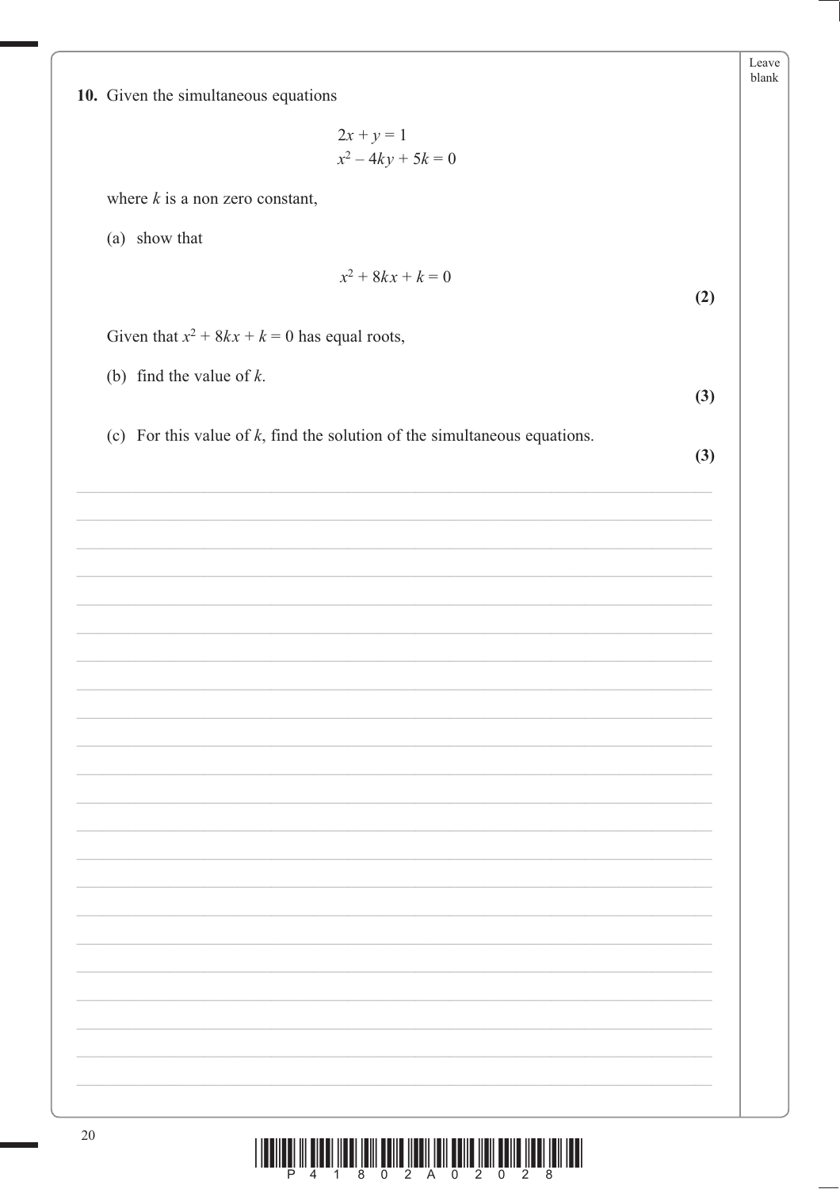**10.** Given the simultaneous equations

$$2x + y = 1$$
$$x^2 - 4ky + 5k = 0$$

where $k$ is a non zero constant,

(a) show that

$$x^2 + 8kx + k = 0$$

**(2)**

Given that $x^2 + 8kx + k = 0$ has equal roots,

(b) find the value of $k$.

**(3)**

(c) For this value of $k$, find the solution of the simultaneous equations.

**(3)**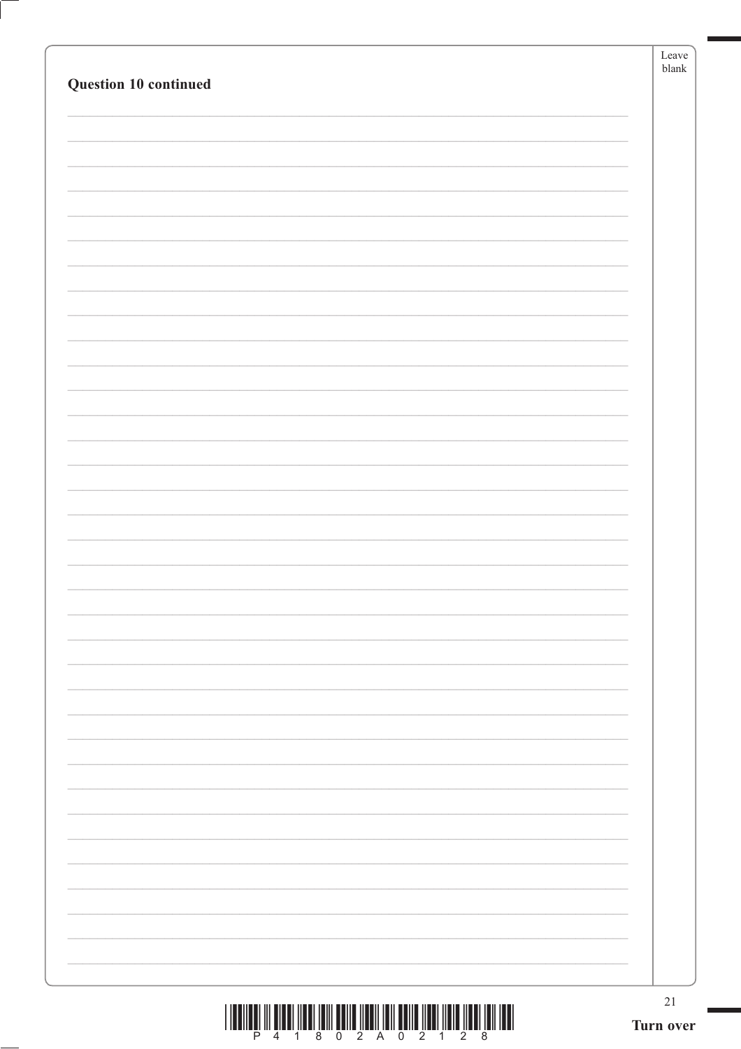**Question 10 continued**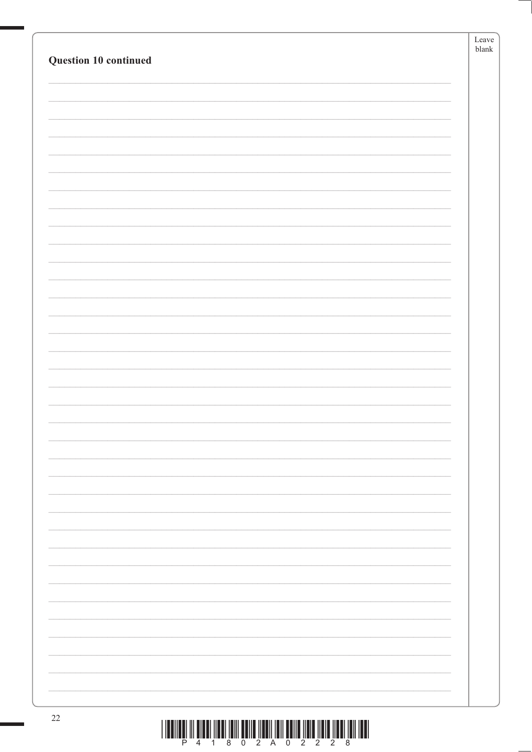**Question 10 continued**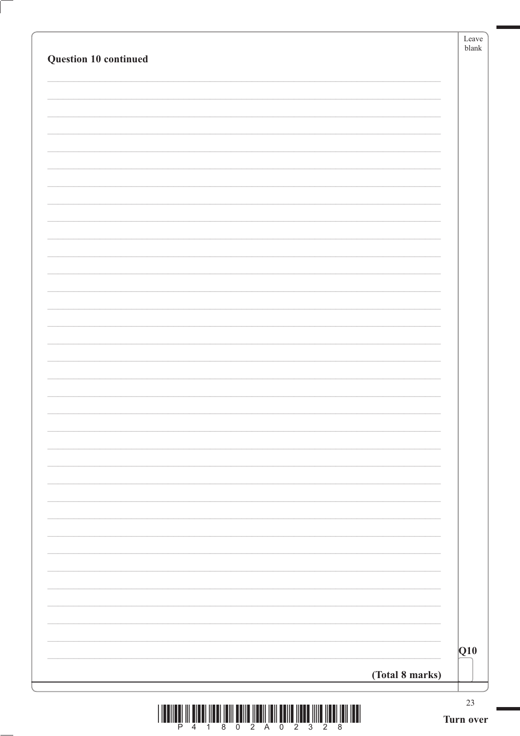**Question 10 continued**

**Q10**

**(Total 8 marks)**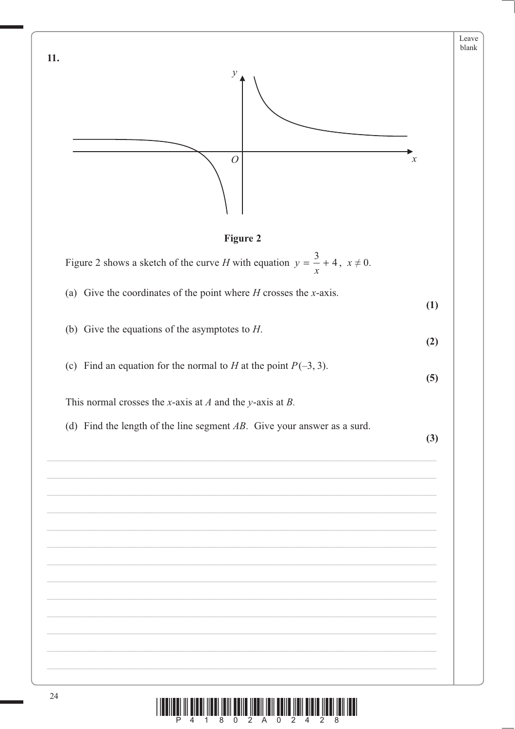**11.**

Figure 2

Figure 2 shows a sketch of the curve $H$ with equation $y = \dfrac{3}{x} + 4$, $x \neq 0$.

(a) Give the coordinates of the point where $H$ crosses the $x$-axis.
**(1)**

(b) Give the equations of the asymptotes to $H$.
**(2)**

(c) Find an equation for the normal to $H$ at the point $P(-3, 3)$.
**(5)**

This normal crosses the $x$-axis at $A$ and the $y$-axis at $B$.

(d) Find the length of the line segment $AB$. Give your answer as a surd.
**(3)**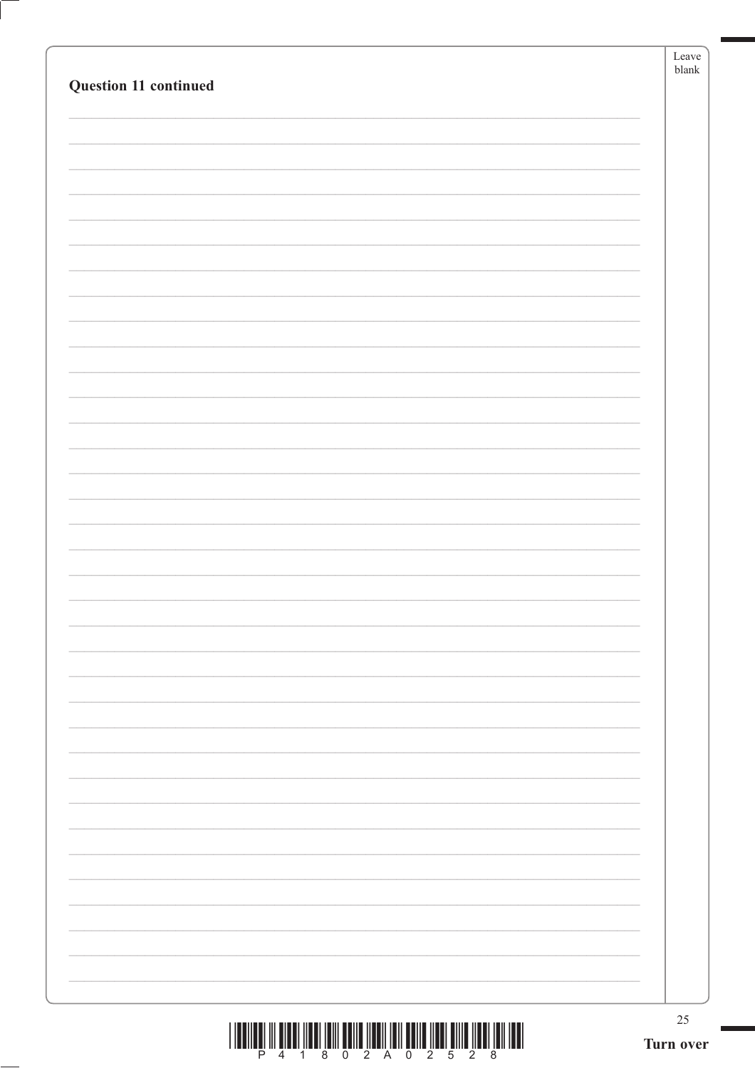**Question 11 continued**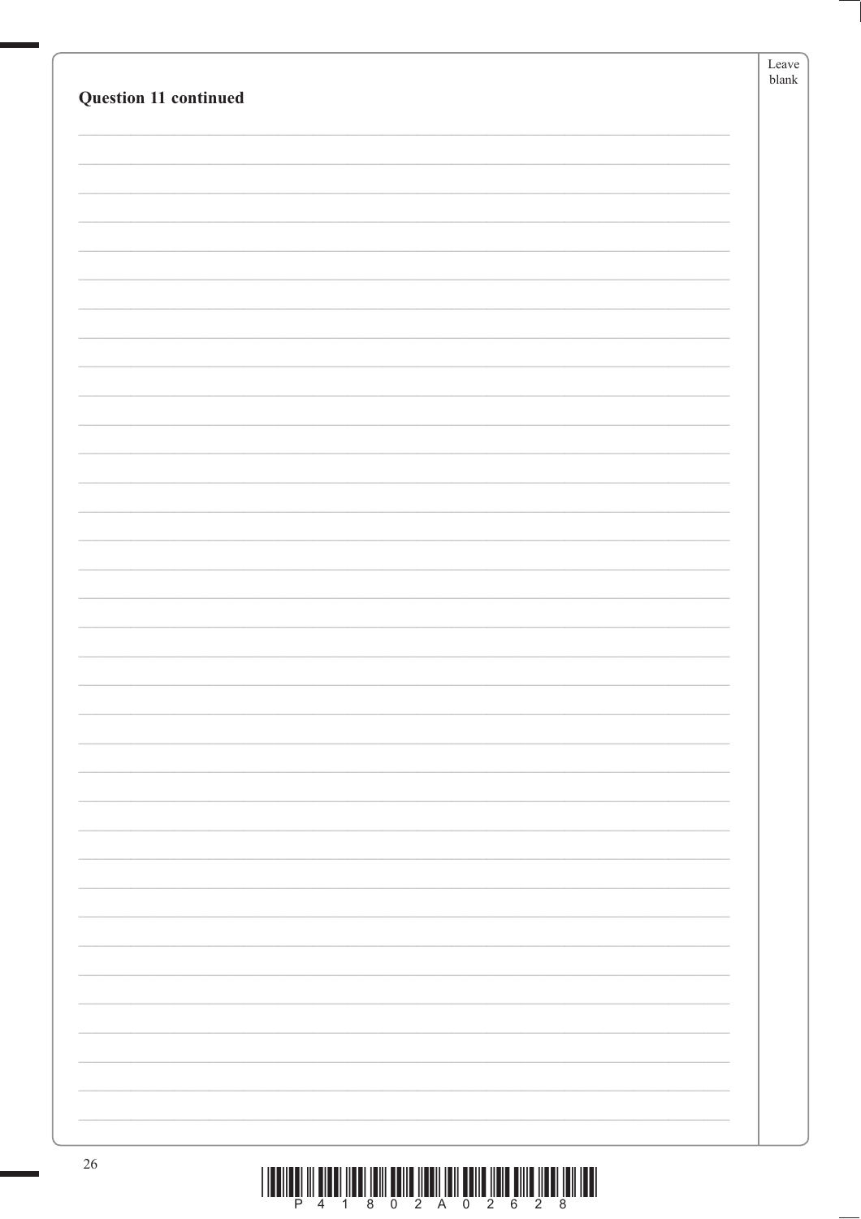**Question 11 continued**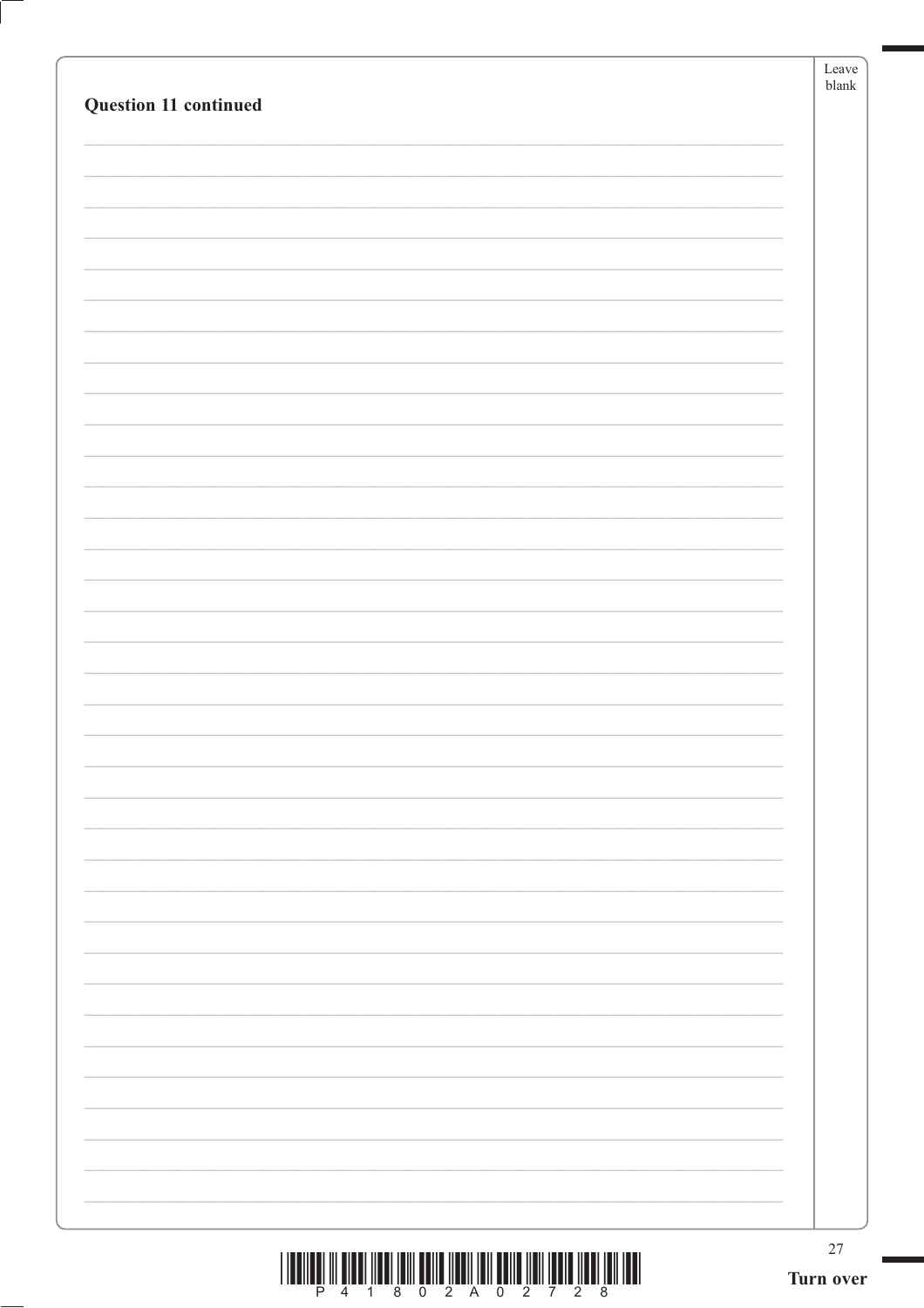**Question 11 continued**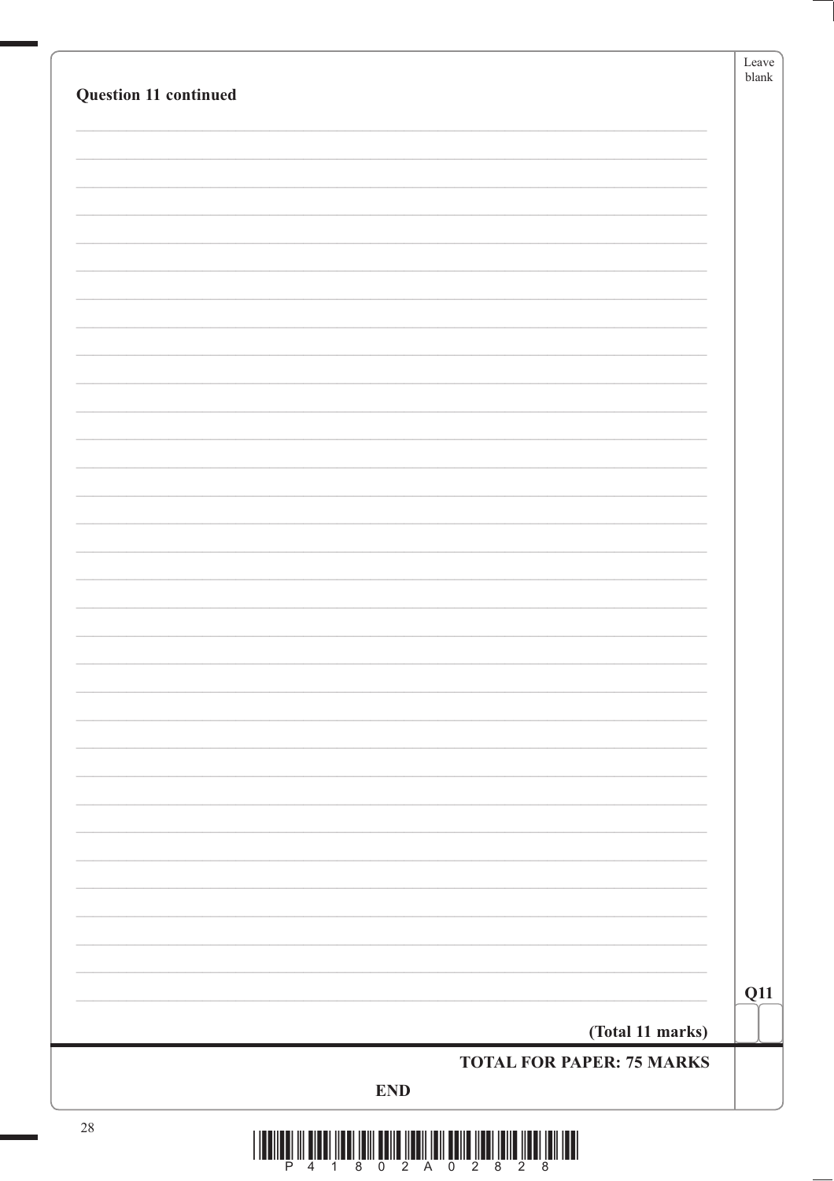**Question 11 continued**

**Q11**

**(Total 11 marks)**

**TOTAL FOR PAPER: 75 MARKS**

**END**